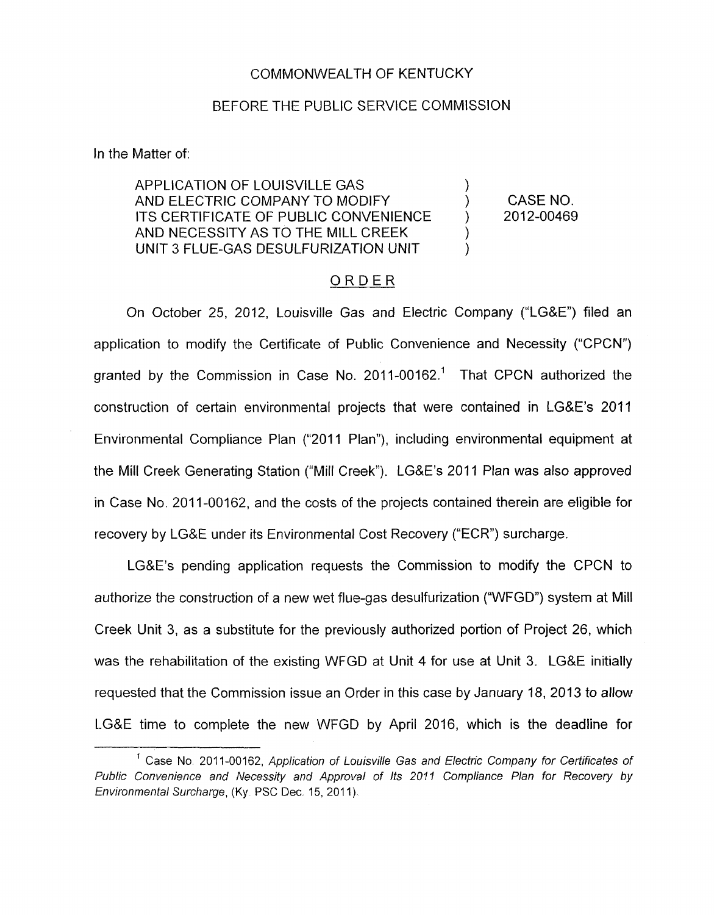COMMONWEALTH OF KENTUCKY

BEFORE THE PUBLIC SERVICE COMMISSION

In the Matter of:

| | | |
|---|---|---|
| APPLICATION OF LOUISVILLE GAS AND ELECTRIC COMPANY TO MODIFY ITS CERTIFICATE OF PUBLIC CONVENIENCE AND NECESSITY AS TO THE MILL CREEK UNIT 3 FLUE-GAS DESULFURIZATION UNIT | ) ) ) ) ) | CASE NO. 2012-00469 |

## ORDER

On October 25, 2012, Louisville Gas and Electric Company ("LG&E") filed an application to modify the Certificate of Public Convenience and Necessity ("CPCN") granted by the Commission in Case No. 2011-00162.[1] That CPCN authorized the construction of certain environmental projects that were contained in LG&E's 2011 Environmental Compliance Plan ("2011 Plan"), including environmental equipment at the Mill Creek Generating Station ("Mill Creek"). LG&E's 2011 Plan was also approved in Case No. 2011-00162, and the costs of the projects contained therein are eligible for recovery by LG&E under its Environmental Cost Recovery ("ECR") surcharge.

LG&E's pending application requests the Commission to modify the CPCN to authorize the construction of a new wet flue-gas desulfurization ("WFGD") system at Mill Creek Unit 3, as a substitute for the previously authorized portion of Project 26, which was the rehabilitation of the existing WFGD at Unit 4 for use at Unit 3. LG&E initially requested that the Commission issue an Order in this case by January 18, 2013 to allow LG&E time to complete the new WFGD by April 2016, which is the deadline for

---

[1] Case No. 2011-00162, *Application of Louisville Gas and Electric Company for Certificates of Public Convenience and Necessity and Approval of Its 2011 Compliance Plan for Recovery by Environmental Surcharge*, (Ky. PSC Dec. 15, 2011).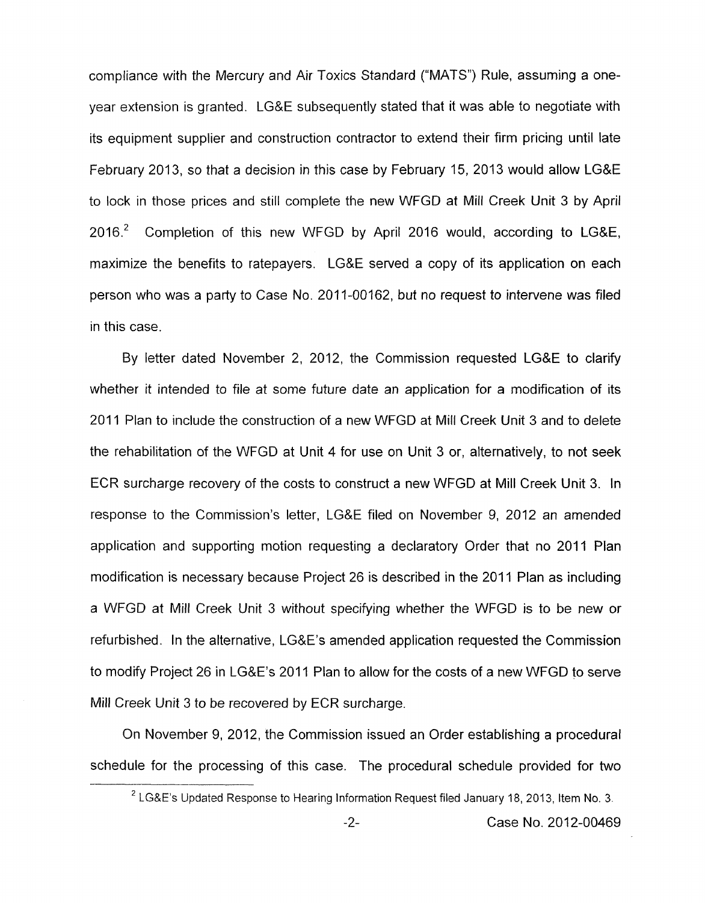compliance with the Mercury and Air Toxics Standard ("MATS") Rule, assuming a one-year extension is granted. LG&E subsequently stated that it was able to negotiate with its equipment supplier and construction contractor to extend their firm pricing until late February 2013, so that a decision in this case by February 15, 2013 would allow LG&E to lock in those prices and still complete the new WFGD at Mill Creek Unit 3 by April 2016.[2] Completion of this new WFGD by April 2016 would, according to LG&E, maximize the benefits to ratepayers. LG&E served a copy of its application on each person who was a party to Case No. 2011-00162, but no request to intervene was filed in this case.

By letter dated November 2, 2012, the Commission requested LG&E to clarify whether it intended to file at some future date an application for a modification of its 2011 Plan to include the construction of a new WFGD at Mill Creek Unit 3 and to delete the rehabilitation of the WFGD at Unit 4 for use on Unit 3 or, alternatively, to not seek ECR surcharge recovery of the costs to construct a new WFGD at Mill Creek Unit 3. In response to the Commission's letter, LG&E filed on November 9, 2012 an amended application and supporting motion requesting a declaratory Order that no 2011 Plan modification is necessary because Project 26 is described in the 2011 Plan as including a WFGD at Mill Creek Unit 3 without specifying whether the WFGD is to be new or refurbished. In the alternative, LG&E's amended application requested the Commission to modify Project 26 in LG&E's 2011 Plan to allow for the costs of a new WFGD to serve Mill Creek Unit 3 to be recovered by ECR surcharge.

On November 9, 2012, the Commission issued an Order establishing a procedural schedule for the processing of this case. The procedural schedule provided for two

[2] LG&E's Updated Response to Hearing Information Request filed January 18, 2013, Item No. 3.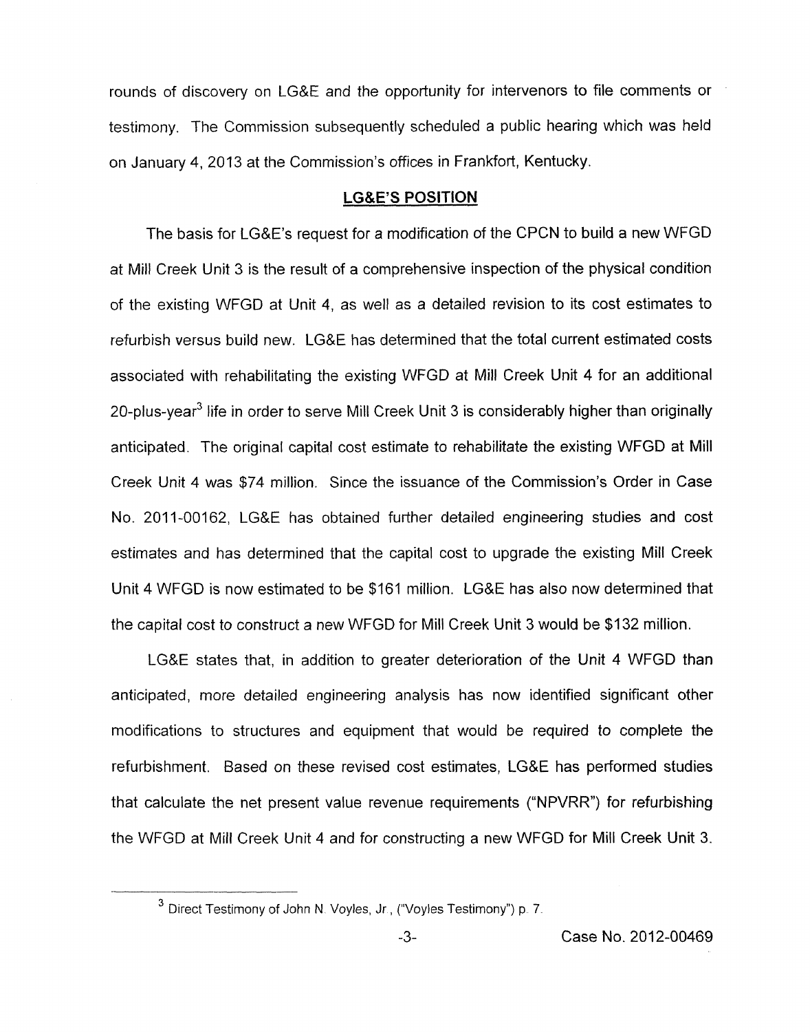rounds of discovery on LG&E and the opportunity for intervenors to file comments or testimony. The Commission subsequently scheduled a public hearing which was held on January 4, 2013 at the Commission's offices in Frankfort, Kentucky.

## LG&E'S POSITION

The basis for LG&E's request for a modification of the CPCN to build a new WFGD at Mill Creek Unit 3 is the result of a comprehensive inspection of the physical condition of the existing WFGD at Unit 4, as well as a detailed revision to its cost estimates to refurbish versus build new. LG&E has determined that the total current estimated costs associated with rehabilitating the existing WFGD at Mill Creek Unit 4 for an additional 20-plus-year[3] life in order to serve Mill Creek Unit 3 is considerably higher than originally anticipated. The original capital cost estimate to rehabilitate the existing WFGD at Mill Creek Unit 4 was $74 million. Since the issuance of the Commission's Order in Case No. 2011-00162, LG&E has obtained further detailed engineering studies and cost estimates and has determined that the capital cost to upgrade the existing Mill Creek Unit 4 WFGD is now estimated to be $161 million. LG&E has also now determined that the capital cost to construct a new WFGD for Mill Creek Unit 3 would be $132 million.

LG&E states that, in addition to greater deterioration of the Unit 4 WFGD than anticipated, more detailed engineering analysis has now identified significant other modifications to structures and equipment that would be required to complete the refurbishment. Based on these revised cost estimates, LG&E has performed studies that calculate the net present value revenue requirements ("NPVRR") for refurbishing the WFGD at Mill Creek Unit 4 and for constructing a new WFGD for Mill Creek Unit 3.

---

[3] Direct Testimony of John N. Voyles, Jr., ("Voyles Testimony") p. 7.

Case No. 2012-00469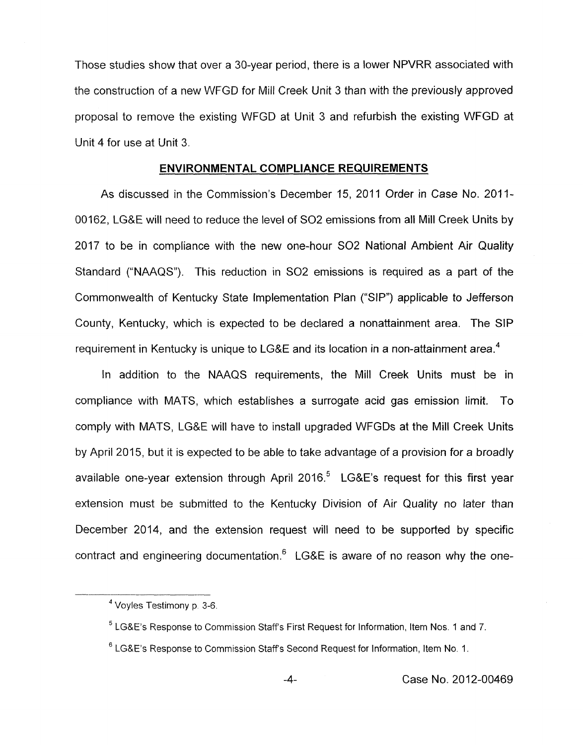Those studies show that over a 30-year period, there is a lower NPVRR associated with the construction of a new WFGD for Mill Creek Unit 3 than with the previously approved proposal to remove the existing WFGD at Unit 3 and refurbish the existing WFGD at Unit 4 for use at Unit 3.

## ENVIRONMENTAL COMPLIANCE REQUIREMENTS

As discussed in the Commission's December 15, 2011 Order in Case No. 2011-00162, LG&E will need to reduce the level of SO2 emissions from all Mill Creek Units by 2017 to be in compliance with the new one-hour SO2 National Ambient Air Quality Standard ("NAAQS"). This reduction in SO2 emissions is required as a part of the Commonwealth of Kentucky State Implementation Plan ("SIP") applicable to Jefferson County, Kentucky, which is expected to be declared a nonattainment area. The SIP requirement in Kentucky is unique to LG&E and its location in a non-attainment area.[4]

In addition to the NAAQS requirements, the Mill Creek Units must be in compliance with MATS, which establishes a surrogate acid gas emission limit. To comply with MATS, LG&E will have to install upgraded WFGDs at the Mill Creek Units by April 2015, but it is expected to be able to take advantage of a provision for a broadly available one-year extension through April 2016.[5] LG&E's request for this first year extension must be submitted to the Kentucky Division of Air Quality no later than December 2014, and the extension request will need to be supported by specific contract and engineering documentation.[6] LG&E is aware of no reason why the one-

---

[4] Voyles Testimony p. 3-6.

[5] LG&E's Response to Commission Staff's First Request for Information, Item Nos. 1 and 7.

[6] LG&E's Response to Commission Staff's Second Request for Information, Item No. 1.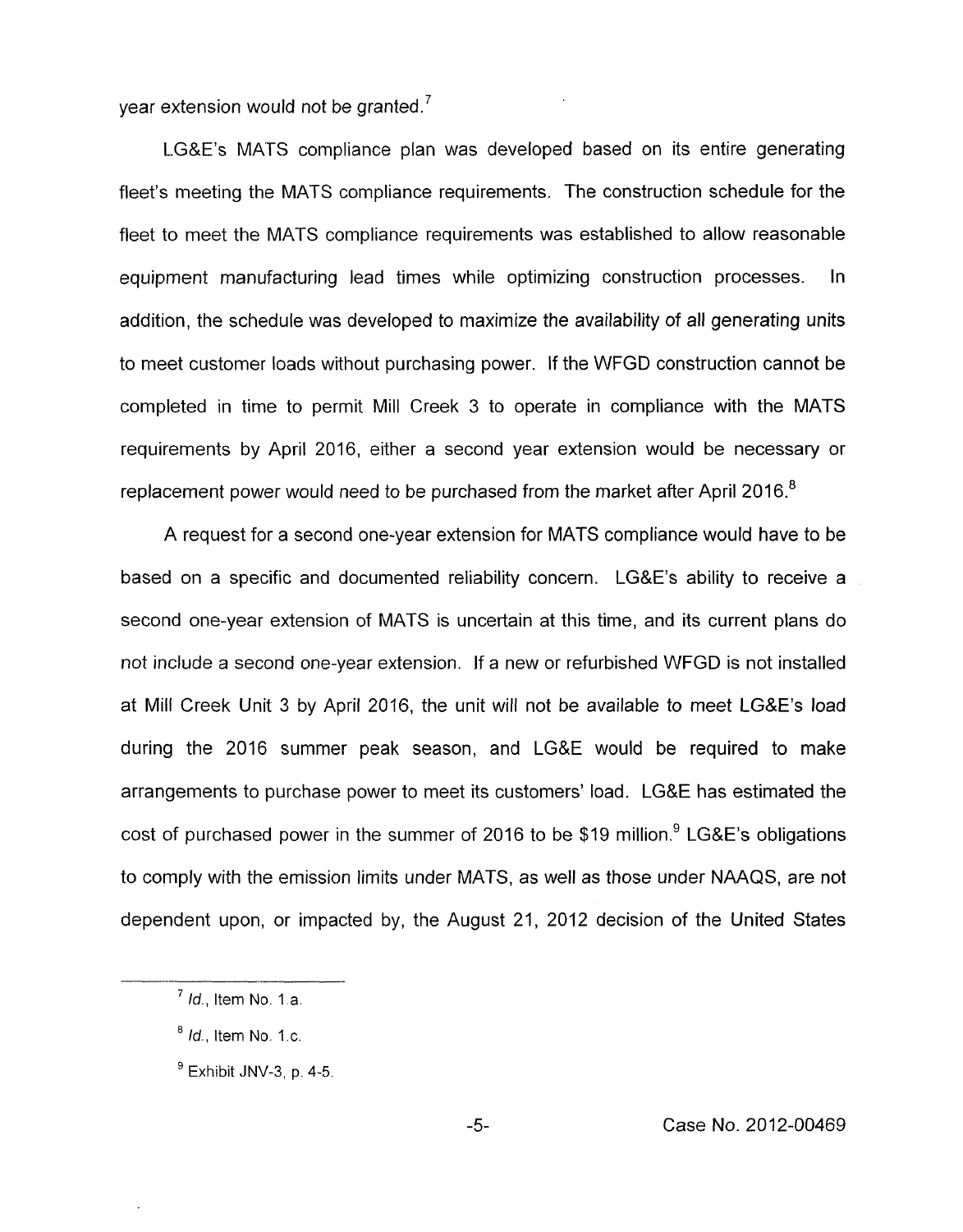year extension would not be granted.[7]

LG&E's MATS compliance plan was developed based on its entire generating fleet's meeting the MATS compliance requirements. The construction schedule for the fleet to meet the MATS compliance requirements was established to allow reasonable equipment manufacturing lead times while optimizing construction processes. In addition, the schedule was developed to maximize the availability of all generating units to meet customer loads without purchasing power. If the WFGD construction cannot be completed in time to permit Mill Creek 3 to operate in compliance with the MATS requirements by April 2016, either a second year extension would be necessary or replacement power would need to be purchased from the market after April 2016.[8]

A request for a second one-year extension for MATS compliance would have to be based on a specific and documented reliability concern. LG&E's ability to receive a second one-year extension of MATS is uncertain at this time, and its current plans do not include a second one-year extension. If a new or refurbished WFGD is not installed at Mill Creek Unit 3 by April 2016, the unit will not be available to meet LG&E's load during the 2016 summer peak season, and LG&E would be required to make arrangements to purchase power to meet its customers' load. LG&E has estimated the cost of purchased power in the summer of 2016 to be $19 million.[9] LG&E's obligations to comply with the emission limits under MATS, as well as those under NAAQS, are not dependent upon, or impacted by, the August 21, 2012 decision of the United States

---

[7] *Id.*, Item No. 1.a.

[8] *Id.*, Item No. 1.c.

[9] Exhibit JNV-3, p. 4-5.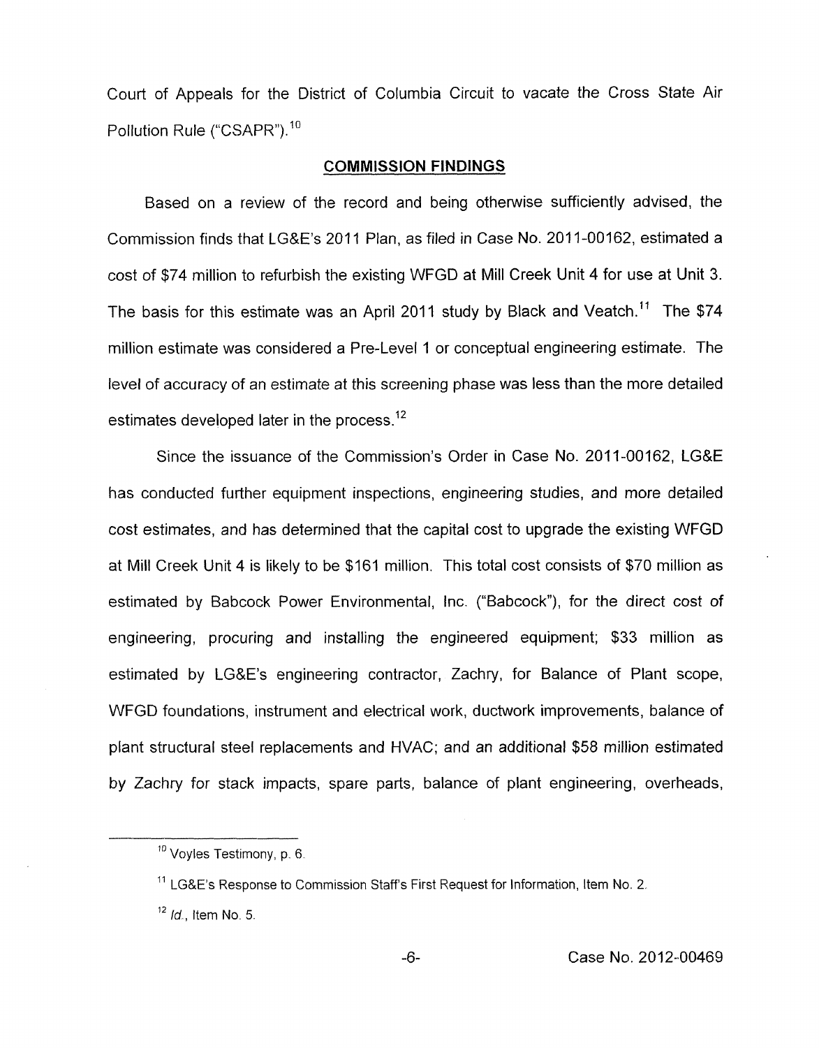Court of Appeals for the District of Columbia Circuit to vacate the Cross State Air Pollution Rule ("CSAPR").[10]

## COMMISSION FINDINGS

Based on a review of the record and being otherwise sufficiently advised, the Commission finds that LG&E's 2011 Plan, as filed in Case No. 2011-00162, estimated a cost of $74 million to refurbish the existing WFGD at Mill Creek Unit 4 for use at Unit 3. The basis for this estimate was an April 2011 study by Black and Veatch.[11] The $74 million estimate was considered a Pre-Level 1 or conceptual engineering estimate. The level of accuracy of an estimate at this screening phase was less than the more detailed estimates developed later in the process.[12]

Since the issuance of the Commission's Order in Case No. 2011-00162, LG&E has conducted further equipment inspections, engineering studies, and more detailed cost estimates, and has determined that the capital cost to upgrade the existing WFGD at Mill Creek Unit 4 is likely to be $161 million. This total cost consists of $70 million as estimated by Babcock Power Environmental, Inc. ("Babcock"), for the direct cost of engineering, procuring and installing the engineered equipment; $33 million as estimated by LG&E's engineering contractor, Zachry, for Balance of Plant scope, WFGD foundations, instrument and electrical work, ductwork improvements, balance of plant structural steel replacements and HVAC; and an additional $58 million estimated by Zachry for stack impacts, spare parts, balance of plant engineering, overheads,

---

[10] Voyles Testimony, p. 6.

[11] LG&E's Response to Commission Staff's First Request for Information, Item No. 2.

[12] *Id.*, Item No. 5.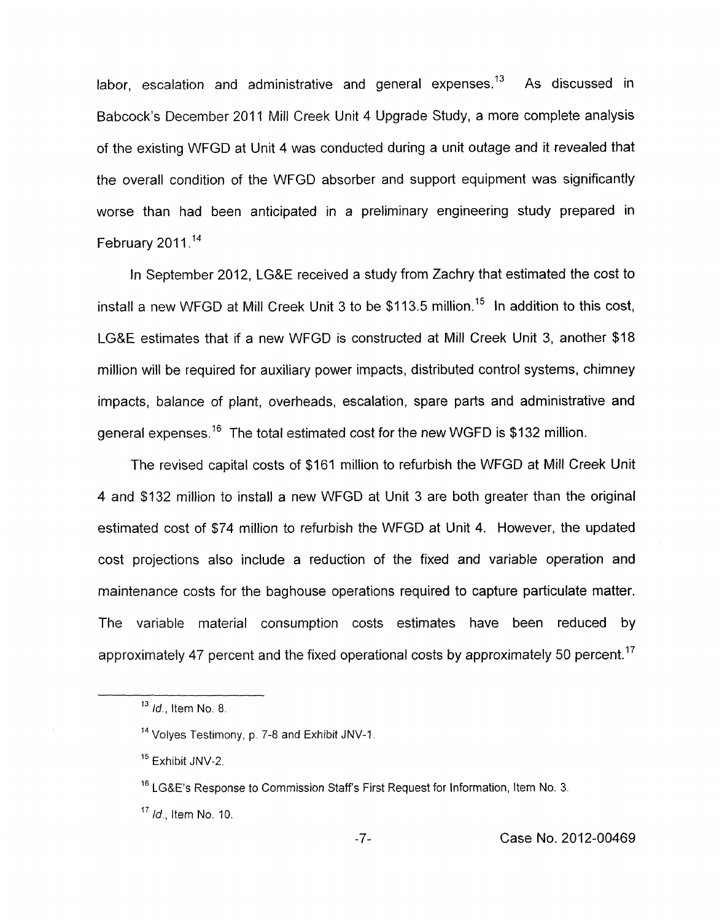labor, escalation and administrative and general expenses.[13] As discussed in Babcock's December 2011 Mill Creek Unit 4 Upgrade Study, a more complete analysis of the existing WFGD at Unit 4 was conducted during a unit outage and it revealed that the overall condition of the WFGD absorber and support equipment was significantly worse than had been anticipated in a preliminary engineering study prepared in February 2011.[14]

In September 2012, LG&E received a study from Zachry that estimated the cost to install a new WFGD at Mill Creek Unit 3 to be $113.5 million.[15] In addition to this cost, LG&E estimates that if a new WFGD is constructed at Mill Creek Unit 3, another $18 million will be required for auxiliary power impacts, distributed control systems, chimney impacts, balance of plant, overheads, escalation, spare parts and administrative and general expenses.[16] The total estimated cost for the new WGFD is $132 million.

The revised capital costs of $161 million to refurbish the WFGD at Mill Creek Unit 4 and $132 million to install a new WFGD at Unit 3 are both greater than the original estimated cost of $74 million to refurbish the WFGD at Unit 4. However, the updated cost projections also include a reduction of the fixed and variable operation and maintenance costs for the baghouse operations required to capture particulate matter. The variable material consumption costs estimates have been reduced by approximately 47 percent and the fixed operational costs by approximately 50 percent.[17]

---

[13] *Id.*, Item No. 8.

[14] Volyes Testimony, p. 7-8 and Exhibit JNV-1.

[15] Exhibit JNV-2.

[16] LG&E's Response to Commission Staff's First Request for Information, Item No. 3.

[17] *Id.*, Item No. 10.

Case No. 2012-00469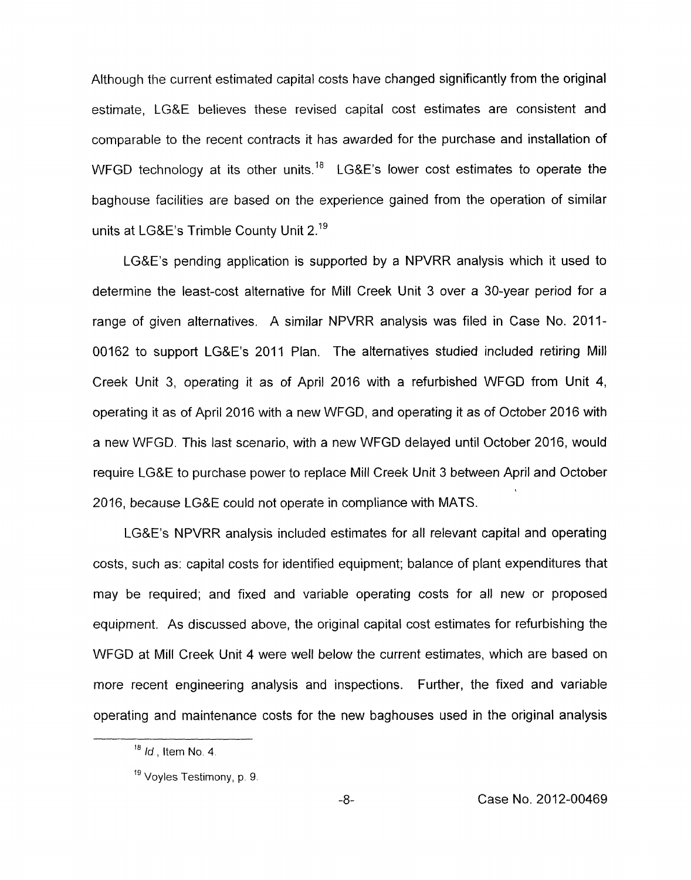Although the current estimated capital costs have changed significantly from the original estimate, LG&E believes these revised capital cost estimates are consistent and comparable to the recent contracts it has awarded for the purchase and installation of WFGD technology at its other units.[18] LG&E's lower cost estimates to operate the baghouse facilities are based on the experience gained from the operation of similar units at LG&E's Trimble County Unit 2.[19]

LG&E's pending application is supported by a NPVRR analysis which it used to determine the least-cost alternative for Mill Creek Unit 3 over a 30-year period for a range of given alternatives. A similar NPVRR analysis was filed in Case No. 2011-00162 to support LG&E's 2011 Plan. The alternatives studied included retiring Mill Creek Unit 3, operating it as of April 2016 with a refurbished WFGD from Unit 4, operating it as of April 2016 with a new WFGD, and operating it as of October 2016 with a new WFGD. This last scenario, with a new WFGD delayed until October 2016, would require LG&E to purchase power to replace Mill Creek Unit 3 between April and October 2016, because LG&E could not operate in compliance with MATS.

LG&E's NPVRR analysis included estimates for all relevant capital and operating costs, such as: capital costs for identified equipment; balance of plant expenditures that may be required; and fixed and variable operating costs for all new or proposed equipment. As discussed above, the original capital cost estimates for refurbishing the WFGD at Mill Creek Unit 4 were well below the current estimates, which are based on more recent engineering analysis and inspections. Further, the fixed and variable operating and maintenance costs for the new baghouses used in the original analysis

---

[18] *Id.*, Item No. 4.

[19] Voyles Testimony, p. 9.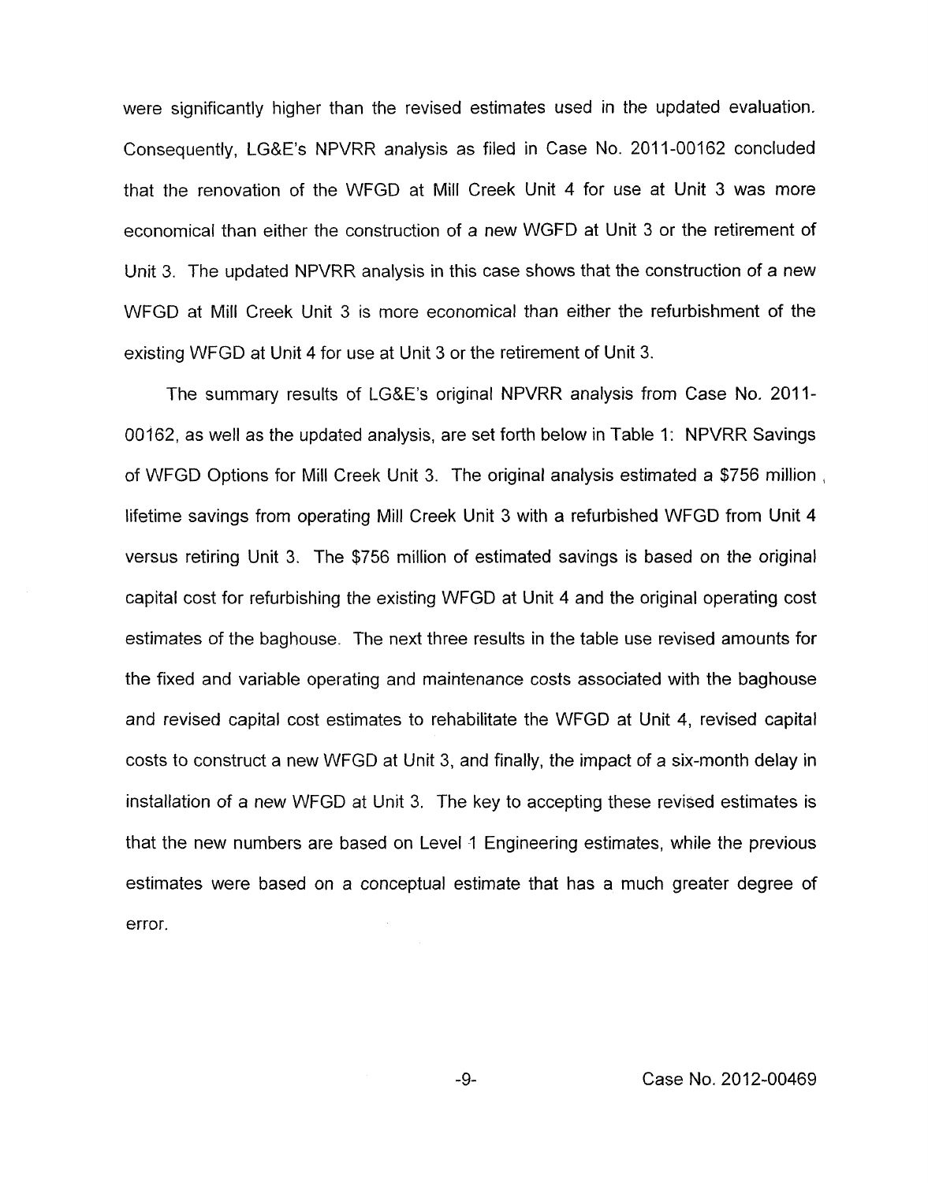were significantly higher than the revised estimates used in the updated evaluation. Consequently, LG&E's NPVRR analysis as filed in Case No. 2011-00162 concluded that the renovation of the WFGD at Mill Creek Unit 4 for use at Unit 3 was more economical than either the construction of a new WGFD at Unit 3 or the retirement of Unit 3. The updated NPVRR analysis in this case shows that the construction of a new WFGD at Mill Creek Unit 3 is more economical than either the refurbishment of the existing WFGD at Unit 4 for use at Unit 3 or the retirement of Unit 3.

The summary results of LG&E's original NPVRR analysis from Case No. 2011-00162, as well as the updated analysis, are set forth below in Table 1: NPVRR Savings of WFGD Options for Mill Creek Unit 3. The original analysis estimated a $756 million lifetime savings from operating Mill Creek Unit 3 with a refurbished WFGD from Unit 4 versus retiring Unit 3. The $756 million of estimated savings is based on the original capital cost for refurbishing the existing WFGD at Unit 4 and the original operating cost estimates of the baghouse. The next three results in the table use revised amounts for the fixed and variable operating and maintenance costs associated with the baghouse and revised capital cost estimates to rehabilitate the WFGD at Unit 4, revised capital costs to construct a new WFGD at Unit 3, and finally, the impact of a six-month delay in installation of a new WFGD at Unit 3. The key to accepting these revised estimates is that the new numbers are based on Level 1 Engineering estimates, while the previous estimates were based on a conceptual estimate that has a much greater degree of error.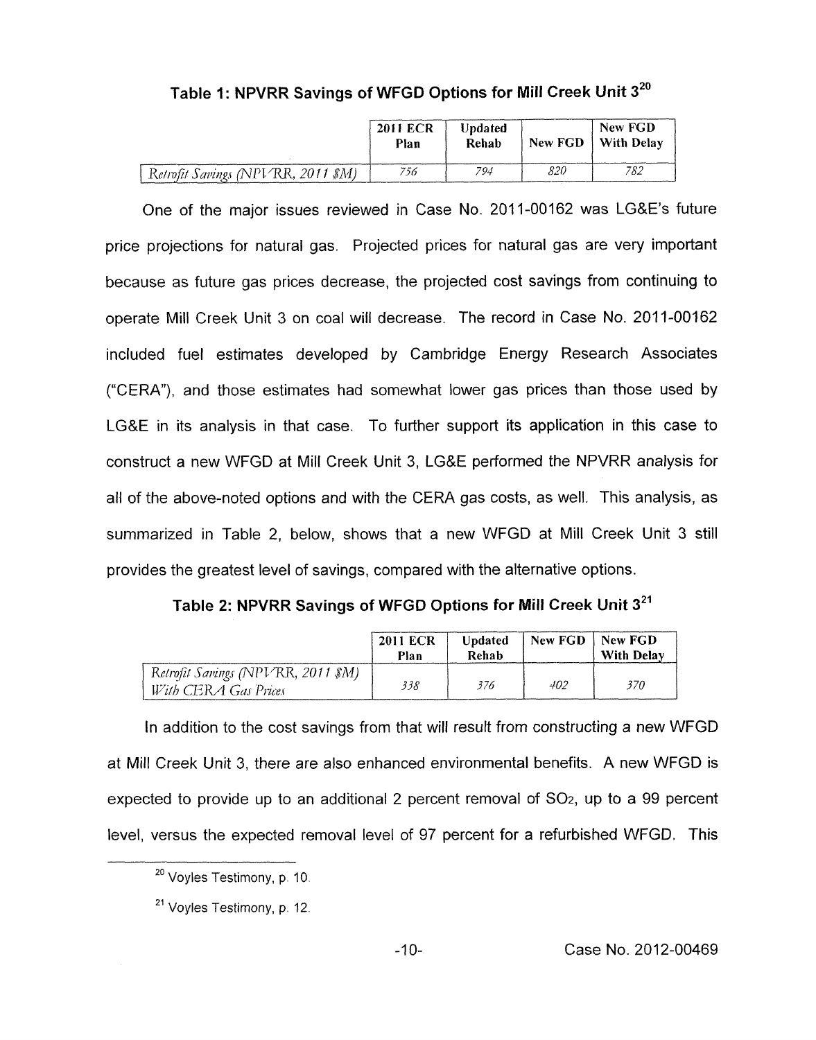**Table 1: NPVRR Savings of WFGD Options for Mill Creek Unit 3[20]**

| | 2011 ECR Plan | Updated Rehab | New FGD | New FGD With Delay |
|---|---|---|---|---|
| *Retrofit Savings (NPVRR, 2011 $M)* | *756* | *794* | *820* | *782* |

One of the major issues reviewed in Case No. 2011-00162 was LG&E's future price projections for natural gas. Projected prices for natural gas are very important because as future gas prices decrease, the projected cost savings from continuing to operate Mill Creek Unit 3 on coal will decrease. The record in Case No. 2011-00162 included fuel estimates developed by Cambridge Energy Research Associates ("CERA"), and those estimates had somewhat lower gas prices than those used by LG&E in its analysis in that case. To further support its application in this case to construct a new WFGD at Mill Creek Unit 3, LG&E performed the NPVRR analysis for all of the above-noted options and with the CERA gas costs, as well. This analysis, as summarized in Table 2, below, shows that a new WFGD at Mill Creek Unit 3 still provides the greatest level of savings, compared with the alternative options.

**Table 2: NPVRR Savings of WFGD Options for Mill Creek Unit 3[21]**

| | 2011 ECR Plan | Updated Rehab | New FGD | New FGD With Delay |
|---|---|---|---|---|
| *Retrofit Savings (NPVRR, 2011 $M) With CERA Gas Prices* | *338* | *376* | *402* | *370* |

In addition to the cost savings from that will result from constructing a new WFGD at Mill Creek Unit 3, there are also enhanced environmental benefits. A new WFGD is expected to provide up to an additional 2 percent removal of $SO_2$, up to a 99 percent level, versus the expected removal level of 97 percent for a refurbished WFGD. This

---

[20] Voyles Testimony, p. 10.

[21] Voyles Testimony, p. 12.

Case No. 2012-00469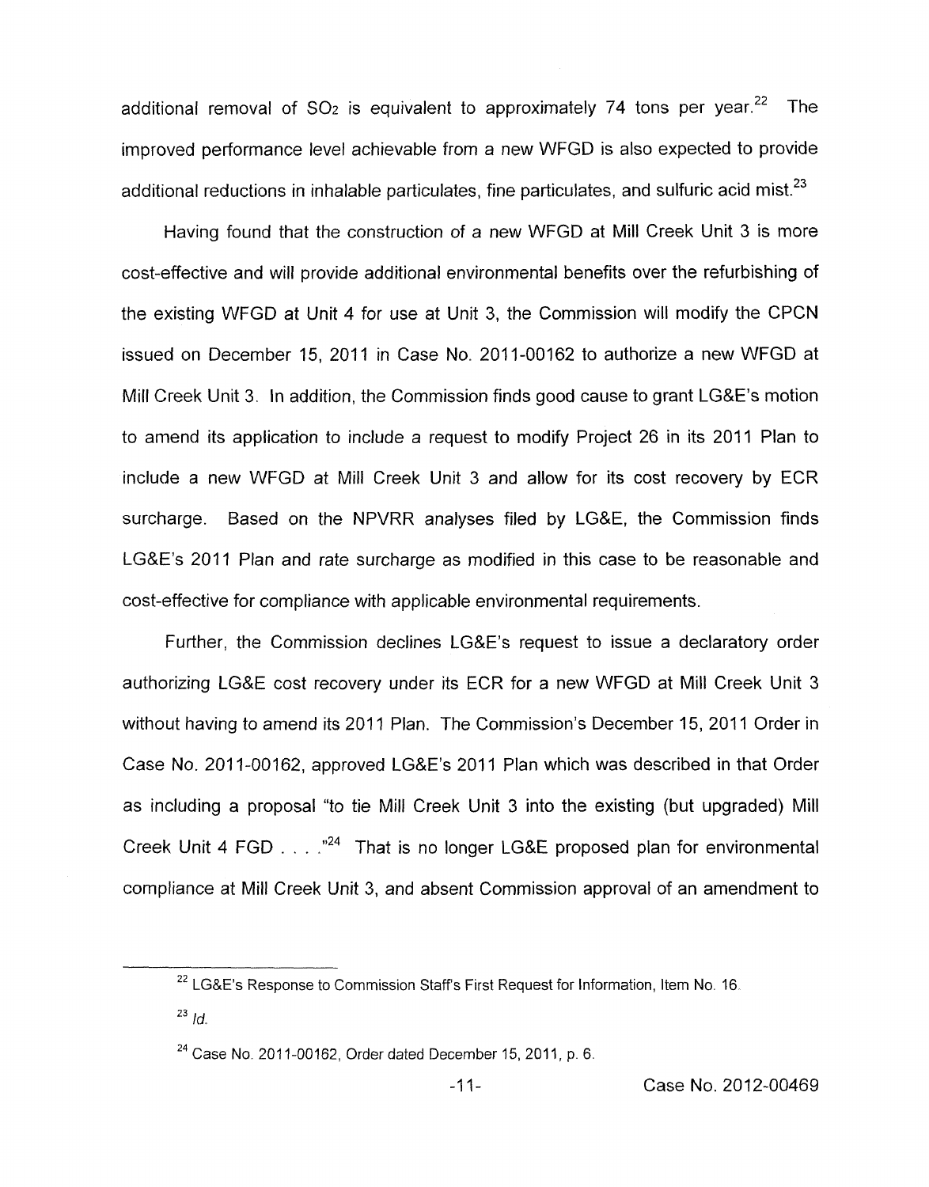additional removal of $SO_2$ is equivalent to approximately 74 tons per year.[22] The improved performance level achievable from a new WFGD is also expected to provide additional reductions in inhalable particulates, fine particulates, and sulfuric acid mist.[23]

Having found that the construction of a new WFGD at Mill Creek Unit 3 is more cost-effective and will provide additional environmental benefits over the refurbishing of the existing WFGD at Unit 4 for use at Unit 3, the Commission will modify the CPCN issued on December 15, 2011 in Case No. 2011-00162 to authorize a new WFGD at Mill Creek Unit 3. In addition, the Commission finds good cause to grant LG&E's motion to amend its application to include a request to modify Project 26 in its 2011 Plan to include a new WFGD at Mill Creek Unit 3 and allow for its cost recovery by ECR surcharge. Based on the NPVRR analyses filed by LG&E, the Commission finds LG&E's 2011 Plan and rate surcharge as modified in this case to be reasonable and cost-effective for compliance with applicable environmental requirements.

Further, the Commission declines LG&E's request to issue a declaratory order authorizing LG&E cost recovery under its ECR for a new WFGD at Mill Creek Unit 3 without having to amend its 2011 Plan. The Commission's December 15, 2011 Order in Case No. 2011-00162, approved LG&E's 2011 Plan which was described in that Order as including a proposal "to tie Mill Creek Unit 3 into the existing (but upgraded) Mill Creek Unit 4 FGD . . . ."[24] That is no longer LG&E proposed plan for environmental compliance at Mill Creek Unit 3, and absent Commission approval of an amendment to

---

[22] LG&E's Response to Commission Staff's First Request for Information, Item No. 16.

[23] *Id.*

[24] Case No. 2011-00162, Order dated December 15, 2011, p. 6.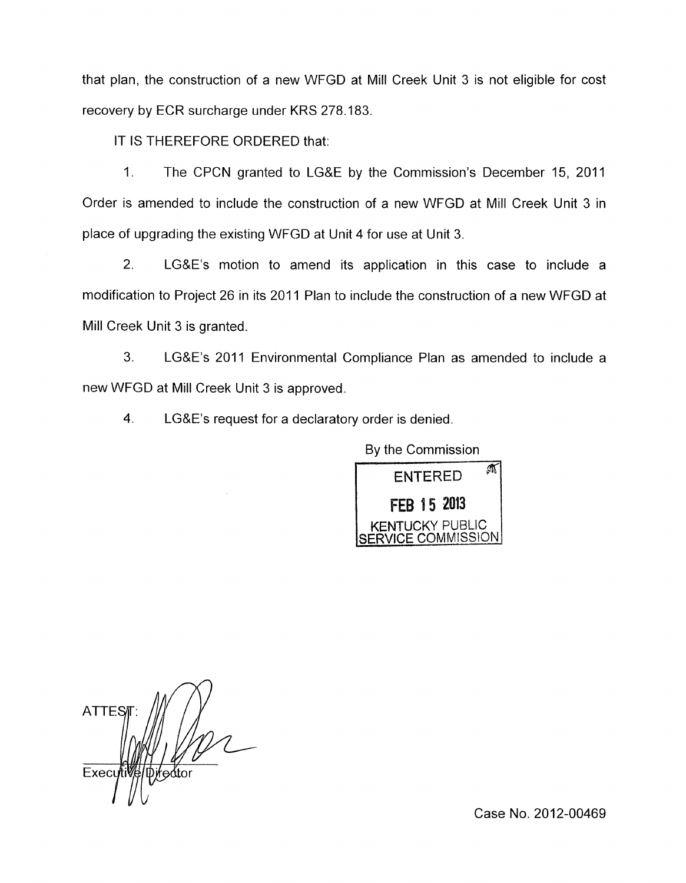that plan, the construction of a new WFGD at Mill Creek Unit 3 is not eligible for cost recovery by ECR surcharge under KRS 278.183.

IT IS THEREFORE ORDERED that:

1. The CPCN granted to LG&E by the Commission's December 15, 2011 Order is amended to include the construction of a new WFGD at Mill Creek Unit 3 in place of upgrading the existing WFGD at Unit 4 for use at Unit 3.

2. LG&E's motion to amend its application in this case to include a modification to Project 26 in its 2011 Plan to include the construction of a new WFGD at Mill Creek Unit 3 is granted.

3. LG&E's 2011 Environmental Compliance Plan as amended to include a new WFGD at Mill Creek Unit 3 is approved.

4. LG&E's request for a declaratory order is denied.

By the Commission

ENTERED
FEB 15 2013
KENTUCKY PUBLIC SERVICE COMMISSION

ATTEST:

Executive Director

Case No. 2012-00469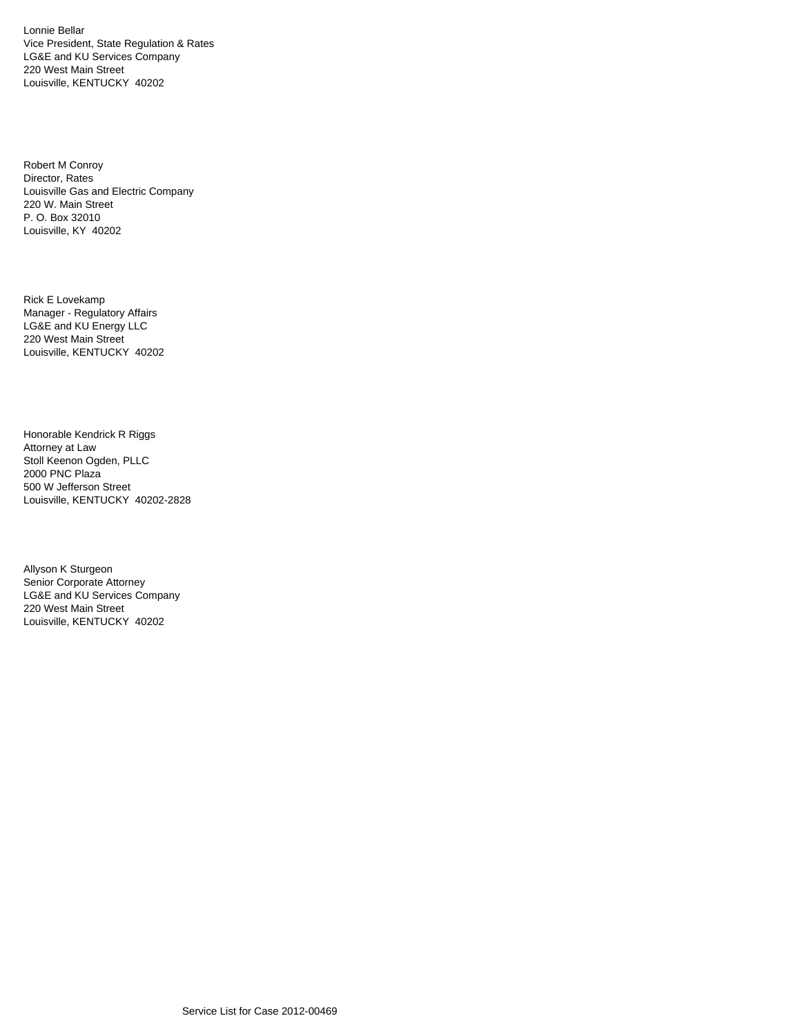Lonnie Bellar
Vice President, State Regulation & Rates
LG&E and KU Services Company
220 West Main Street
Louisville, KENTUCKY  40202

Robert M Conroy
Director, Rates
Louisville Gas and Electric Company
220 W. Main Street
P. O. Box 32010
Louisville, KY  40202

Rick E Lovekamp
Manager - Regulatory Affairs
LG&E and KU Energy LLC
220 West Main Street
Louisville, KENTUCKY  40202

Honorable Kendrick R Riggs
Attorney at Law
Stoll Keenon Ogden, PLLC
2000 PNC Plaza
500 W Jefferson Street
Louisville, KENTUCKY  40202-2828

Allyson K Sturgeon
Senior Corporate Attorney
LG&E and KU Services Company
220 West Main Street
Louisville, KENTUCKY  40202

Service List for Case 2012-00469